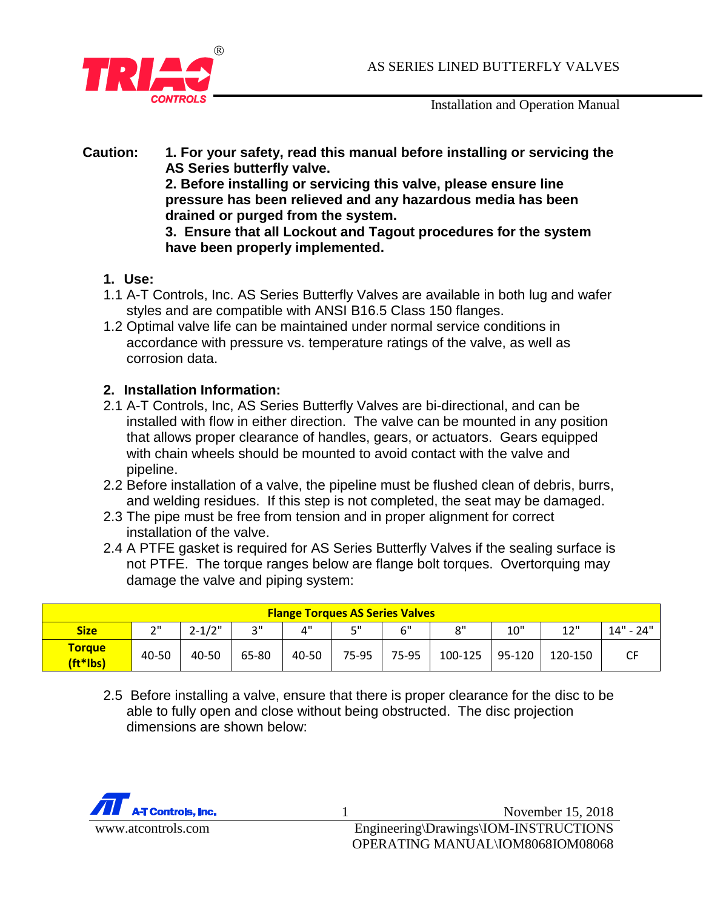# AS SERIES LINED BUTTERFLY VALVES

Installation and Operation Manual

**Caution:** **1. For your safety, read this manual before installing or servicing the AS Series butterfly valve.**
**2. Before installing or servicing this valve, please ensure line pressure has been relieved and any hazardous media has been drained or purged from the system.**
**3. Ensure that all Lockout and Tagout procedures for the system have been properly implemented.**

## 1. Use:

1.1 A-T Controls, Inc. AS Series Butterfly Valves are available in both lug and wafer styles and are compatible with ANSI B16.5 Class 150 flanges.

1.2 Optimal valve life can be maintained under normal service conditions in accordance with pressure vs. temperature ratings of the valve, as well as corrosion data.

## 2. Installation Information:

2.1 A-T Controls, Inc, AS Series Butterfly Valves are bi-directional, and can be installed with flow in either direction. The valve can be mounted in any position that allows proper clearance of handles, gears, or actuators. Gears equipped with chain wheels should be mounted to avoid contact with the valve and pipeline.

2.2 Before installation of a valve, the pipeline must be flushed clean of debris, burrs, and welding residues. If this step is not completed, the seat may be damaged.

2.3 The pipe must be free from tension and in proper alignment for correct installation of the valve.

2.4 A PTFE gasket is required for AS Series Butterfly Valves if the sealing surface is not PTFE. The torque ranges below are flange bolt torques. Overtorquing may damage the valve and piping system:

| Flange Torques AS Series Valves | | | | | | | | | | |
|---|---|---|---|---|---|---|---|---|---|---|
| **Size** | 2" | 2-1/2" | 3" | 4" | 5" | 6" | 8" | 10" | 12" | 14" - 24" |
| **Torque (ft*lbs)** | 40-50 | 40-50 | 65-80 | 40-50 | 75-95 | 75-95 | 100-125 | 95-120 | 120-150 | CF |

2.5 Before installing a valve, ensure that there is proper clearance for the disc to be able to fully open and close without being obstructed. The disc projection dimensions are shown below: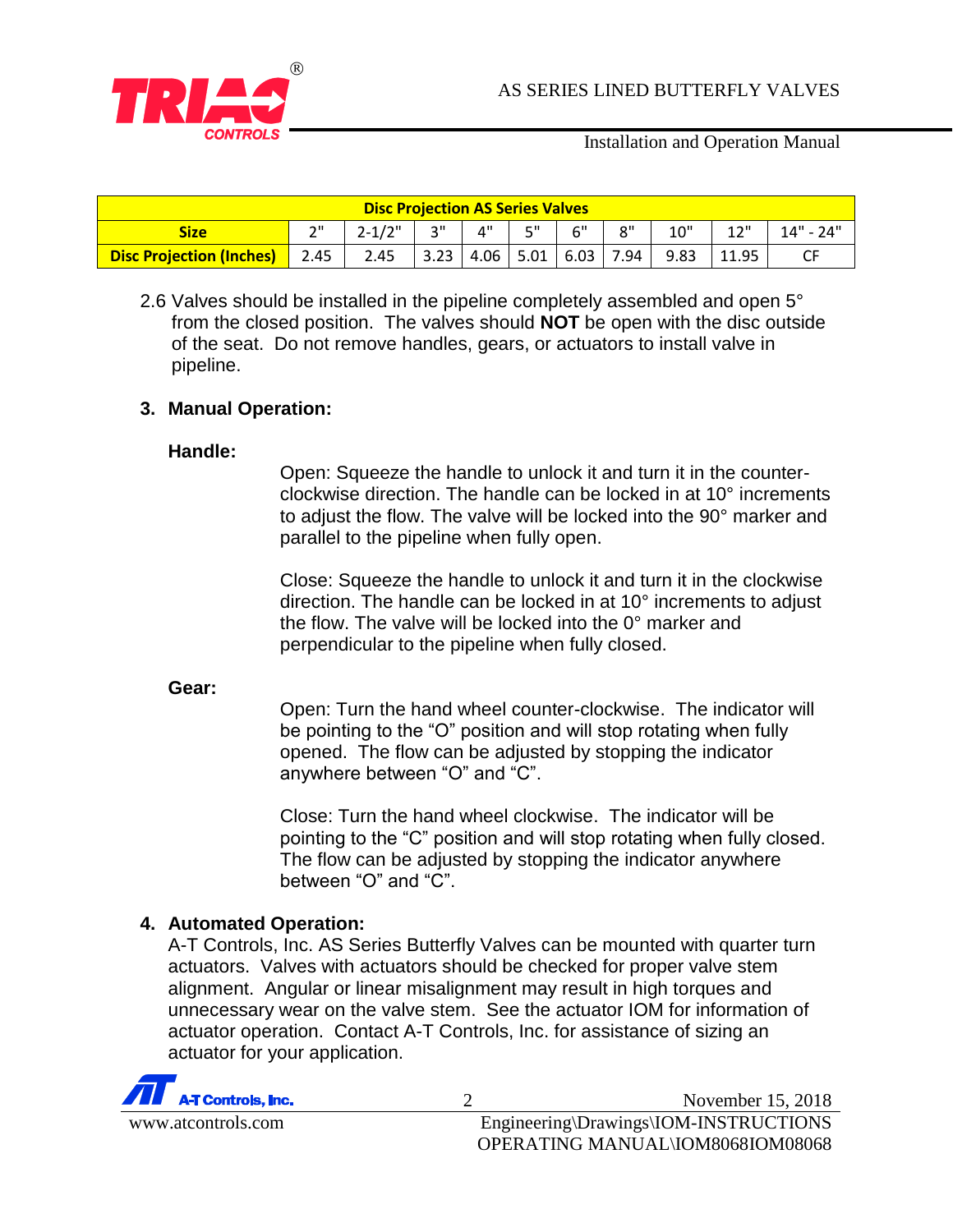| Disc Projection AS Series Valves | | | | | | | | | | |
|---|---|---|---|---|---|---|---|---|---|---|
| **Size** | 2" | 2-1/2" | 3" | 4" | 5" | 6" | 8" | 10" | 12" | 14" - 24" |
| **Disc Projection (Inches)** | 2.45 | 2.45 | 3.23 | 4.06 | 5.01 | 6.03 | 7.94 | 9.83 | 11.95 | CF |

2.6 Valves should be installed in the pipeline completely assembled and open 5° from the closed position. The valves should **NOT** be open with the disc outside of the seat. Do not remove handles, gears, or actuators to install valve in pipeline.

### 3. Manual Operation:

**Handle:**

Open: Squeeze the handle to unlock it and turn it in the counter-clockwise direction. The handle can be locked in at 10° increments to adjust the flow. The valve will be locked into the 90° marker and parallel to the pipeline when fully open.

Close: Squeeze the handle to unlock it and turn it in the clockwise direction. The handle can be locked in at 10° increments to adjust the flow. The valve will be locked into the 0° marker and perpendicular to the pipeline when fully closed.

**Gear:**

Open: Turn the hand wheel counter-clockwise. The indicator will be pointing to the "O" position and will stop rotating when fully opened. The flow can be adjusted by stopping the indicator anywhere between "O" and "C".

Close: Turn the hand wheel clockwise. The indicator will be pointing to the "C" position and will stop rotating when fully closed. The flow can be adjusted by stopping the indicator anywhere between "O" and "C".

### 4. Automated Operation:

A-T Controls, Inc. AS Series Butterfly Valves can be mounted with quarter turn actuators. Valves with actuators should be checked for proper valve stem alignment. Angular or linear misalignment may result in high torques and unnecessary wear on the valve stem. See the actuator IOM for information of actuator operation. Contact A-T Controls, Inc. for assistance of sizing an actuator for your application.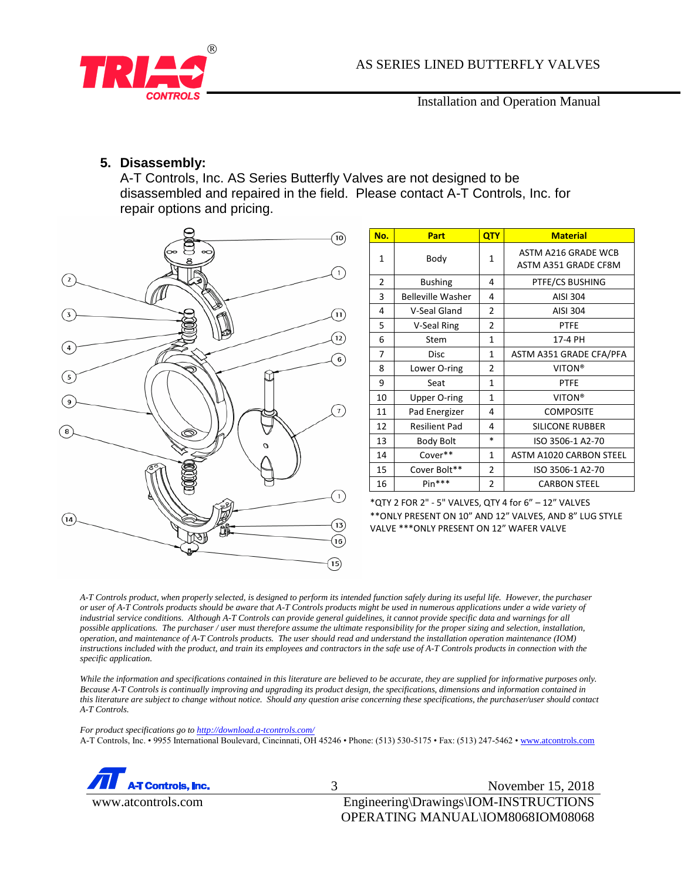## 5. Disassembly:

A-T Controls, Inc. AS Series Butterfly Valves are not designed to be disassembled and repaired in the field. Please contact A-T Controls, Inc. for repair options and pricing.

| No. | Part | QTY | Material |
|---|---|---|---|
| 1 | Body | 1 | ASTM A216 GRADE WCB<br>ASTM A351 GRADE CF8M |
| 2 | Bushing | 4 | PTFE/CS BUSHING |
| 3 | Belleville Washer | 4 | AISI 304 |
| 4 | V-Seal Gland | 2 | AISI 304 |
| 5 | V-Seal Ring | 2 | PTFE |
| 6 | Stem | 1 | 17-4 PH |
| 7 | Disc | 1 | ASTM A351 GRADE CFA/PFA |
| 8 | Lower O-ring | 2 | VITON® |
| 9 | Seat | 1 | PTFE |
| 10 | Upper O-ring | 1 | VITON® |
| 11 | Pad Energizer | 4 | COMPOSITE |
| 12 | Resilient Pad | 4 | SILICONE RUBBER |
| 13 | Body Bolt | * | ISO 3506-1 A2-70 |
| 14 | Cover** | 1 | ASTM A1020 CARBON STEEL |
| 15 | Cover Bolt** | 2 | ISO 3506-1 A2-70 |
| 16 | Pin*** | 2 | CARBON STEEL |

*QTY 2 FOR 2" - 5" VALVES, QTY 4 for 6" – 12" VALVES
**ONLY PRESENT ON 10" AND 12" VALVES, AND 8" LUG STYLE VALVE ***ONLY PRESENT ON 12" WAFER VALVE

*A-T Controls product, when properly selected, is designed to perform its intended function safely during its useful life. However, the purchaser or user of A-T Controls products should be aware that A-T Controls products might be used in numerous applications under a wide variety of industrial service conditions. Although A-T Controls can provide general guidelines, it cannot provide specific data and warnings for all possible applications. The purchaser / user must therefore assume the ultimate responsibility for the proper sizing and selection, installation, operation, and maintenance of A-T Controls products. The user should read and understand the installation operation maintenance (IOM) instructions included with the product, and train its employees and contractors in the safe use of A-T Controls products in connection with the specific application.*

*While the information and specifications contained in this literature are believed to be accurate, they are supplied for informative purposes only. Because A-T Controls is continually improving and upgrading its product design, the specifications, dimensions and information contained in this literature are subject to change without notice. Should any question arise concerning these specifications, the purchaser/user should contact A-T Controls.*

*For product specifications go to [http://download.a-tcontrols.com/](http://download.a-tcontrols.com/)*

A-T Controls, Inc. • 9955 International Boulevard, Cincinnati, OH 45246 • Phone: (513) 530-5175 • Fax: (513) 247-5462 • [www.atcontrols.com](http://www.atcontrols.com)